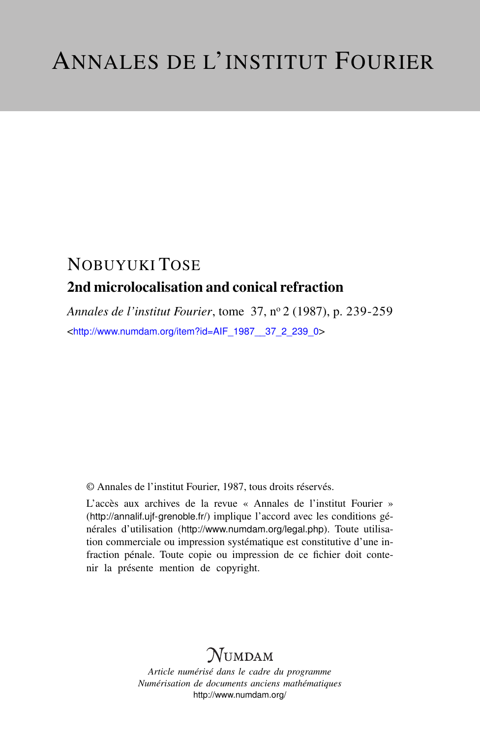# ANNALES DE L'INSTITUT FOURIER

NOBUYUKI TOSE

## 2nd microlocalisation and conical refraction

*Annales de l'institut Fourier*, tome 37, nº 2 (1987), p. 239-259

<http://www.numdam.org/item?id=AIF_1987__37_2_239_0>

© Annales de l'institut Fourier, 1987, tous droits réservés.

L'accès aux archives de la revue « Annales de l'institut Fourier » (http://annalif.ujf-grenoble.fr/) implique l'accord avec les conditions générales d'utilisation (http://www.numdam.org/legal.php). Toute utilisation commerciale ou impression systématique est constitutive d'une infraction pénale. Toute copie ou impression de ce fichier doit contenir la présente mention de copyright.

NUMDAM

*Article numérisé dans le cadre du programme*
*Numérisation de documents anciens mathématiques*
http://www.numdam.org/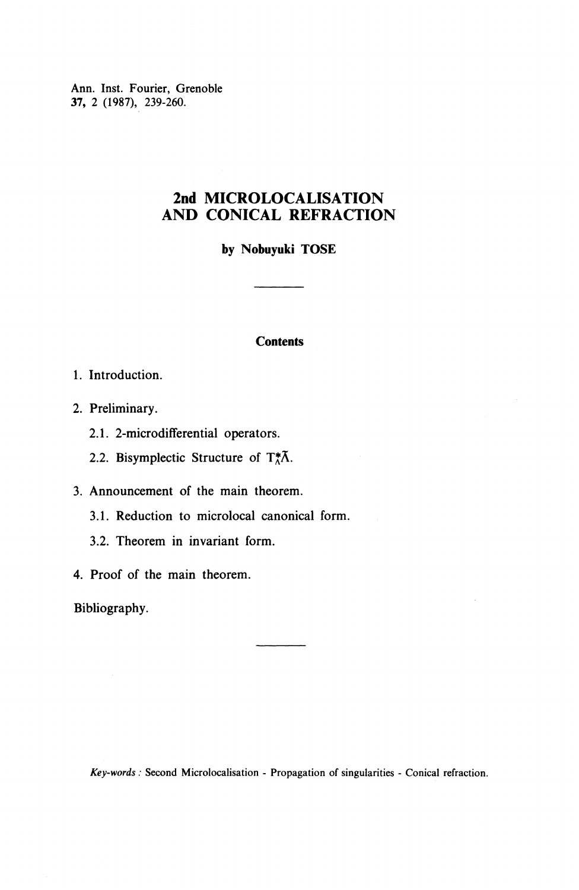Ann. Inst. Fourier, Grenoble
**37**, 2 (1987), 239-260.

# 2nd MICROLOCALISATION AND CONICAL REFRACTION

**by Nobuyuki TOSE**

## Contents

1. Introduction.
2. Preliminary.
   - 2.1. 2-microdifferential operators.
   - 2.2. Bisymplectic Structure of $T_{\Lambda}^{*}\tilde{\Lambda}$.
3. Announcement of the main theorem.
   - 3.1. Reduction to microlocal canonical form.
   - 3.2. Theorem in invariant form.
4. Proof of the main theorem.

Bibliography.

*Key-words* : Second Microlocalisation - Propagation of singularities - Conical refraction.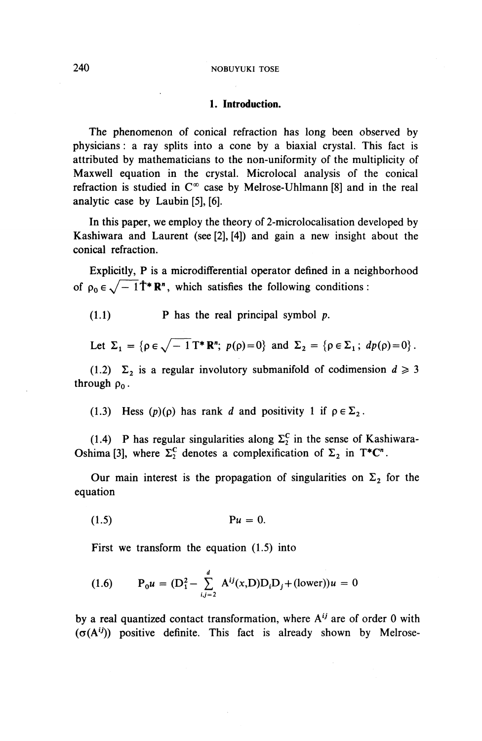## 1. Introduction.

The phenomenon of conical refraction has long been observed by physicians : a ray splits into a cone by a biaxial crystal. This fact is attributed by mathematicians to the non-uniformity of the multiplicity of Maxwell equation in the crystal. Microlocal analysis of the conical refraction is studied in $C^\infty$ case by Melrose-Uhlmann [8] and in the real analytic case by Laubin [5], [6].

In this paper, we employ the theory of 2-microlocalisation developed by Kashiwara and Laurent (see [2], [4]) and gain a new insight about the conical refraction.

Explicitly, P is a microdifferential operator defined in a neighborhood of $\rho_0 \in \sqrt{-1}\dot{T}^*\mathbf{R}^n$, which satisfies the following conditions :

(1.1) P has the real principal symbol $p$.

Let $\Sigma_1 = \{\rho \in \sqrt{-1}T^*\mathbf{R}^n;\ p(\rho)=0\}$ and $\Sigma_2 = \{\rho \in \Sigma_1;\ dp(\rho)=0\}$.

(1.2) $\Sigma_2$ is a regular involutory submanifold of codimension $d \geqslant 3$ through $\rho_0$.

(1.3) Hess $(p)(\rho)$ has rank $d$ and positivity 1 if $\rho \in \Sigma_2$.

(1.4) P has regular singularities along $\Sigma_2^{\mathbf{C}}$ in the sense of Kashiwara-Oshima [3], where $\Sigma_2^{\mathbf{C}}$ denotes a complexification of $\Sigma_2$ in $T^*\mathbf{C}^n$.

Our main interest is the propagation of singularities on $\Sigma_2$ for the equation

$$\text{(1.5)} \qquad Pu = 0.$$

First we transform the equation (1.5) into

$$\text{(1.6)} \qquad P_0 u = (D_1^2 - \sum_{i,j=2}^{d} A^{ij}(x,D)D_iD_j + (\text{lower}))u = 0$$

by a real quantized contact transformation, where $A^{ij}$ are of order 0 with $(\sigma(A^{ij}))$ positive definite. This fact is already shown by Melrose-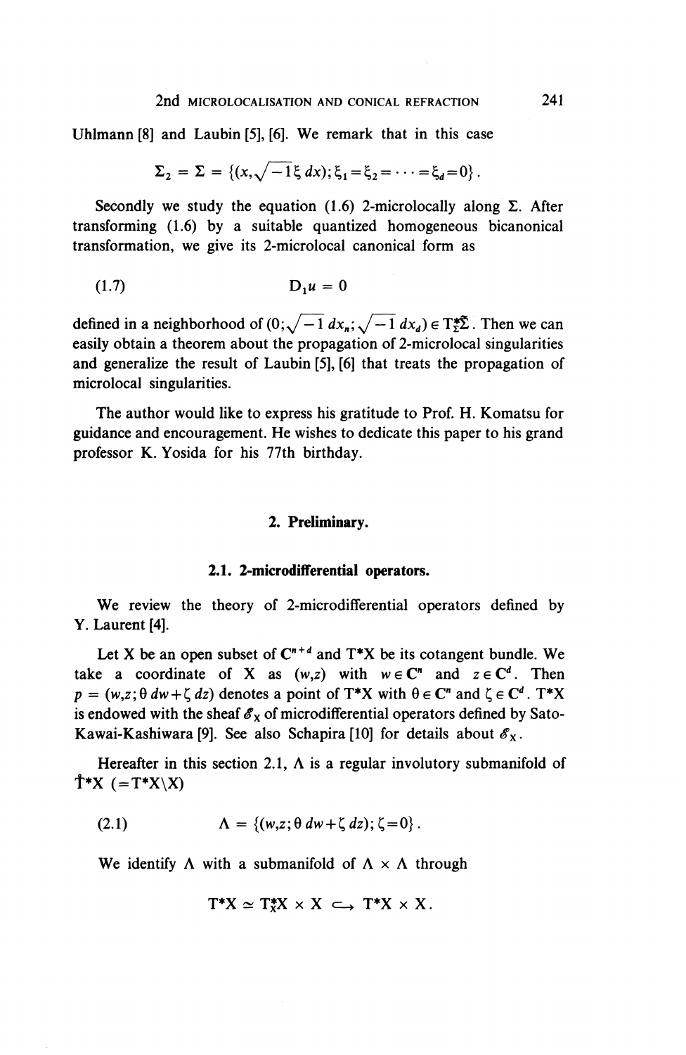Uhlmann [8] and Laubin [5], [6]. We remark that in this case

$$\Sigma_2 = \Sigma = \{(x, \sqrt{-1}\xi\, dx); \xi_1 = \xi_2 = \cdots = \xi_d = 0\}.$$

Secondly we study the equation (1.6) 2-microlocally along $\Sigma$. After transforming (1.6) by a suitable quantized homogeneous bicanonical transformation, we give its 2-microlocal canonical form as

$$D_1 u = 0 \tag{1.7}$$

defined in a neighborhood of $(0; \sqrt{-1}\, dx_n; \sqrt{-1}\, dx_d) \in \mathrm{T}^*_\Sigma\tilde{\Sigma}$. Then we can easily obtain a theorem about the propagation of 2-microlocal singularities and generalize the result of Laubin [5], [6] that treats the propagation of microlocal singularities.

The author would like to express his gratitude to Prof. H. Komatsu for guidance and encouragement. He wishes to dedicate this paper to his grand professor K. Yosida for his 77th birthday.

## 2. Preliminary.

### 2.1. 2-microdifferential operators.

We review the theory of 2-microdifferential operators defined by Y. Laurent [4].

Let X be an open subset of $\mathbf{C}^{n+d}$ and $\mathrm{T}^*\mathrm{X}$ be its cotangent bundle. We take a coordinate of X as $(w,z)$ with $w \in \mathbf{C}^n$ and $z \in \mathbf{C}^d$. Then $p = (w,z; \theta\, dw + \zeta\, dz)$ denotes a point of $\mathrm{T}^*\mathrm{X}$ with $\theta \in \mathbf{C}^n$ and $\zeta \in \mathbf{C}^d$. $\mathrm{T}^*\mathrm{X}$ is endowed with the sheaf $\mathscr{E}_\mathrm{X}$ of microdifferential operators defined by Sato-Kawai-Kashiwara [9]. See also Schapira [10] for details about $\mathscr{E}_\mathrm{X}$.

Hereafter in this section 2.1, $\Lambda$ is a regular involutory submanifold of $\dot{\mathrm{T}}^*\mathrm{X}$ $(= \mathrm{T}^*\mathrm{X} \backslash \mathrm{X})$

$$\Lambda = \{(w,z; \theta\, dw + \zeta\, dz); \zeta = 0\}. \tag{2.1}$$

We identify $\Lambda$ with a submanifold of $\Lambda \times \Lambda$ through

$$\mathrm{T}^*\mathrm{X} \simeq \mathrm{T}^*_\mathrm{X}\mathrm{X} \times \mathrm{X} \hookrightarrow \mathrm{T}^*\mathrm{X} \times \mathrm{X}.$$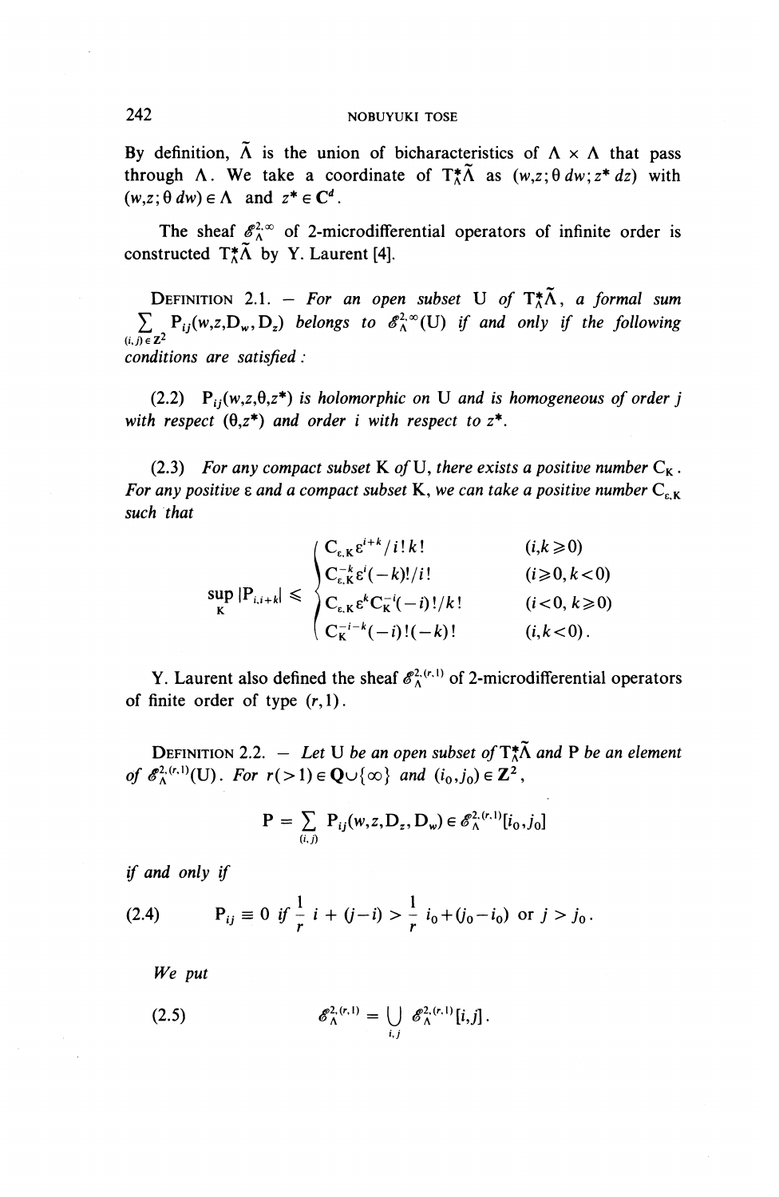By definition, $\tilde{\Lambda}$ is the union of bicharacteristics of $\Lambda \times \Lambda$ that pass through $\Lambda$. We take a coordinate of $T^*_\Lambda\tilde{\Lambda}$ as $(w,z;\theta\, dw; z^*\, dz)$ with $(w,z;\theta\, dw) \in \Lambda$ and $z^* \in \mathbf{C}^d$.

The sheaf $\mathscr{E}^{2,\infty}_\Lambda$ of 2-microdifferential operators of infinite order is constructed $T^*_\Lambda\tilde{\Lambda}$ by Y. Laurent [4].

DEFINITION 2.1. — *For an open subset* U *of* $T^*_\Lambda\tilde{\Lambda}$, *a formal sum* $\sum_{(i,j)\in \mathbf{Z}^2} P_{ij}(w,z,D_w,D_z)$ *belongs to* $\mathscr{E}^{2,\infty}_\Lambda(U)$ *if and only if the following conditions are satisfied :*

(2.2) *$P_{ij}(w,z,\theta,z^*)$ is holomorphic on U and is homogeneous of order $j$ with respect to $(\theta,z^*)$ and order $i$ with respect to $z^*$.*

(2.3) *For any compact subset K of U, there exists a positive number $C_K$. For any positive $\varepsilon$ and a compact subset K, we can take a positive number $C_{\varepsilon,K}$ such that*

$$\sup_K |P_{i,i+k}| \leqslant \begin{cases} C_{\varepsilon,K}\varepsilon^{i+k}/i!\,k! & (i,k \geqslant 0) \\ C_{\varepsilon,K}^{-k}\varepsilon^{i}(-k)!/i! & (i \geqslant 0, k<0) \\ C_{\varepsilon,K}\varepsilon^{k}C_K^{-i}(-i)!/k! & (i<0, k \geqslant 0) \\ C_K^{-i-k}(-i)!(-k)! & (i,k<0). \end{cases}$$

Y. Laurent also defined the sheaf $\mathscr{E}^{2,(r,1)}_\Lambda$ of 2-microdifferential operators of finite order of type $(r,1)$.

DEFINITION 2.2. — *Let U be an open subset of $T^*_\Lambda\tilde{\Lambda}$ and P be an element of $\mathscr{E}^{2,(r,1)}_\Lambda(U)$. For $r(>1) \in \mathbf{Q}\cup\{\infty\}$ and $(i_0,j_0) \in \mathbf{Z}^2$,*

$$P = \sum_{(i,j)} P_{ij}(w,z,D_z,D_w) \in \mathscr{E}^{2,(r,1)}_\Lambda[i_0,j_0]$$

*if and only if*

$$P_{ij} \equiv 0 \text{ if } \frac{1}{r}\, i + (j-i) > \frac{1}{r}\, i_0 + (j_0 - i_0) \text{ or } j > j_0. \tag{2.4}$$

*We put*

$$\mathscr{E}^{2,(r,1)}_\Lambda = \bigcup_{i,j} \mathscr{E}^{2,(r,1)}_\Lambda[i,j]. \tag{2.5}$$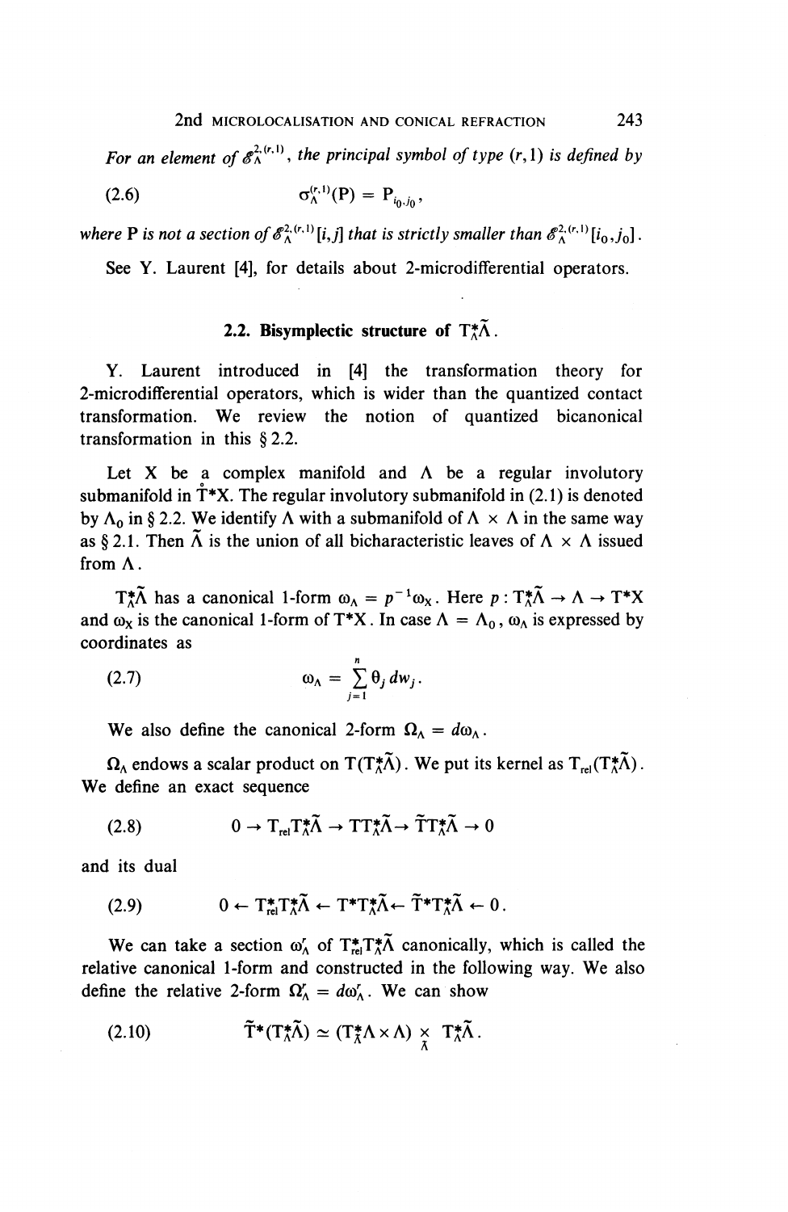*For an element of* $\mathscr{E}_\Lambda^{2,(r,1)}$*, the principal symbol of type* $(r,1)$ *is defined by*

$$\sigma_\Lambda^{(r,1)}(\mathrm{P}) = \mathrm{P}_{i_0, j_0}, \tag{2.6}$$

*where* P *is not a section of* $\mathscr{E}_\Lambda^{2,(r,1)}[i,j]$ *that is strictly smaller than* $\mathscr{E}_\Lambda^{2,(r,1)}[i_0, j_0]$.

See Y. Laurent [4], for details about 2-microdifferential operators.

### 2.2. Bisymplectic structure of $\mathrm{T}_\Lambda^*\tilde{\Lambda}$.

Y. Laurent introduced in [4] the transformation theory for 2-microdifferential operators, which is wider than the quantized contact transformation. We review the notion of quantized bicanonical transformation in this § 2.2.

Let X be a complex manifold and $\Lambda$ be a regular involutory submanifold in $\mathring{\mathrm{T}}^*\mathrm{X}$. The regular involutory submanifold in (2.1) is denoted by $\Lambda_0$ in § 2.2. We identify $\Lambda$ with a submanifold of $\Lambda \times \Lambda$ in the same way as § 2.1. Then $\tilde{\Lambda}$ is the union of all bicharacteristic leaves of $\Lambda \times \Lambda$ issued from $\Lambda$.

$\mathrm{T}_\Lambda^*\tilde{\Lambda}$ has a canonical 1-form $\omega_\Lambda = p^{-1}\omega_\mathrm{X}$. Here $p : \mathrm{T}_\Lambda^*\tilde{\Lambda} \to \Lambda \to \mathrm{T}^*\mathrm{X}$ and $\omega_\mathrm{X}$ is the canonical 1-form of $\mathrm{T}^*\mathrm{X}$. In case $\Lambda = \Lambda_0$, $\omega_\Lambda$ is expressed by coordinates as

$$\omega_\Lambda = \sum_{j=1}^{n} \theta_j \, dw_j. \tag{2.7}$$

We also define the canonical 2-form $\Omega_\Lambda = d\omega_\Lambda$.

$\Omega_\Lambda$ endows a scalar product on $\mathrm{T}(\mathrm{T}_\Lambda^*\tilde{\Lambda})$. We put its kernel as $\mathrm{T}_{\mathrm{rel}}(\mathrm{T}_\Lambda^*\tilde{\Lambda})$. We define an exact sequence

$$0 \to \mathrm{T}_{\mathrm{rel}}\mathrm{T}_\Lambda^*\tilde{\Lambda} \to \mathrm{T}\mathrm{T}_\Lambda^*\tilde{\Lambda} \to \tilde{\mathrm{T}}\mathrm{T}_\Lambda^*\tilde{\Lambda} \to 0 \tag{2.8}$$

and its dual

$$0 \leftarrow \mathrm{T}_{\mathrm{rel}}^*\mathrm{T}_\Lambda^*\tilde{\Lambda} \leftarrow \mathrm{T}^*\mathrm{T}_\Lambda^*\tilde{\Lambda} \leftarrow \tilde{\mathrm{T}}^*\mathrm{T}_\Lambda^*\tilde{\Lambda} \leftarrow 0. \tag{2.9}$$

We can take a section $\omega_\Lambda^r$ of $\mathrm{T}_{\mathrm{rel}}^*\mathrm{T}_\Lambda^*\tilde{\Lambda}$ canonically, which is called the relative canonical 1-form and constructed in the following way. We also define the relative 2-form $\Omega_\Lambda^r = d\omega_\Lambda^r$. We can show

$$\tilde{\mathrm{T}}^*(\mathrm{T}_\Lambda^*\tilde{\Lambda}) \simeq (\mathrm{T}_\Lambda^*\Lambda \times \Lambda) \underset{\tilde{\Lambda}}{\times} \mathrm{T}_\Lambda^*\tilde{\Lambda}. \tag{2.10}$$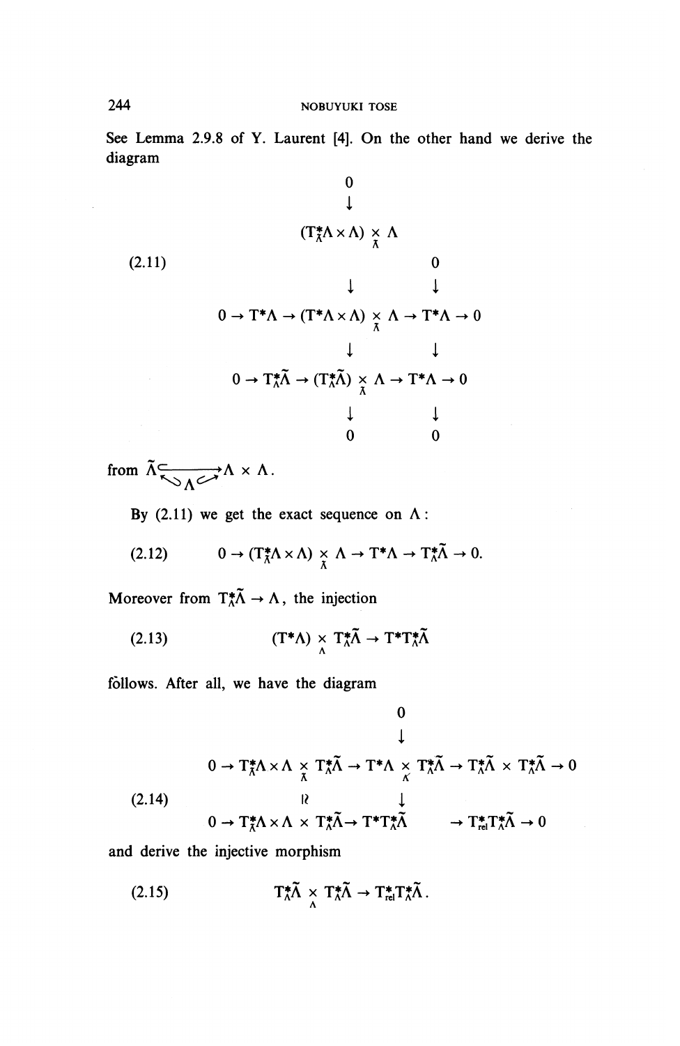See Lemma 2.9.8 of Y. Laurent [4]. On the other hand we derive the diagram

$$
(2.11) \qquad
\begin{array}{ccccccccc}
 & & & & 0 & & & & \\
 & & & & \downarrow & & & & \\
 & & & & (T^*_{\tilde{\Lambda}}\Lambda \times \Lambda) \underset{\tilde{\Lambda}}{\times} \Lambda & & 0 & & \\
 & & & & \downarrow & & \downarrow & & \\
0 & \to & T^*\Lambda & \to & (T^*\Lambda \times \Lambda) \underset{\tilde{\Lambda}}{\times} \Lambda & \to & T^*\Lambda & \to & 0 \\
 & & & & \downarrow & & \downarrow & & \\
0 & \to & T^*_{\Lambda}\tilde{\Lambda} & \to & (T^*_{\Lambda}\tilde{\Lambda}) \underset{\tilde{\Lambda}}{\times} \Lambda & \to & T^*\Lambda & \to & 0 \\
 & & & & \downarrow & & \downarrow & & \\
 & & & & 0 & & 0 & &
\end{array}
$$

from $\tilde{\Lambda} \hookrightarrow \Lambda \times \Lambda$ (factoring through $\Lambda$).

By (2.11) we get the exact sequence on $\Lambda$:

$$
(2.12) \qquad 0 \to (T^*_{\tilde{\Lambda}}\Lambda \times \Lambda) \underset{\tilde{\Lambda}}{\times} \Lambda \to T^*\Lambda \to T^*_{\Lambda}\tilde{\Lambda} \to 0.
$$

Moreover from $T^*_{\Lambda}\tilde{\Lambda} \to \Lambda$, the injection

$$
(2.13) \qquad (T^*\Lambda) \underset{\Lambda}{\times} T^*_{\Lambda}\tilde{\Lambda} \to T^*T^*_{\Lambda}\tilde{\Lambda}
$$

follows. After all, we have the diagram

$$
(2.14) \qquad
\begin{array}{ccccccccc}
 & & & & & & 0 & & \\
 & & & & & & \downarrow & & \\
0 & \to & T^*_{\tilde{\Lambda}}\Lambda \times \Lambda \underset{\tilde{\Lambda}}{\times} T^*_{\Lambda}\tilde{\Lambda} & \to & T^*\Lambda \underset{\Lambda}{\times} T^*_{\Lambda}\tilde{\Lambda} & \to & T^*_{\Lambda}\tilde{\Lambda} \times T^*_{\Lambda}\tilde{\Lambda} & \to & 0 \\
 & & \wr\!\wr & & & & \downarrow & & \\
0 & \to & T^*_{\tilde{\Lambda}}\Lambda \times \Lambda \times T^*_{\Lambda}\tilde{\Lambda} & \to & T^*T^*_{\Lambda}\tilde{\Lambda} & & \to T^*_{\mathrm{rel}}T^*_{\Lambda}\tilde{\Lambda} & \to & 0
\end{array}
$$

and derive the injective morphism

$$
(2.15) \qquad T^*_{\Lambda}\tilde{\Lambda} \underset{\Lambda}{\times} T^*_{\Lambda}\tilde{\Lambda} \to T^*_{\mathrm{rel}}T^*_{\Lambda}\tilde{\Lambda}.
$$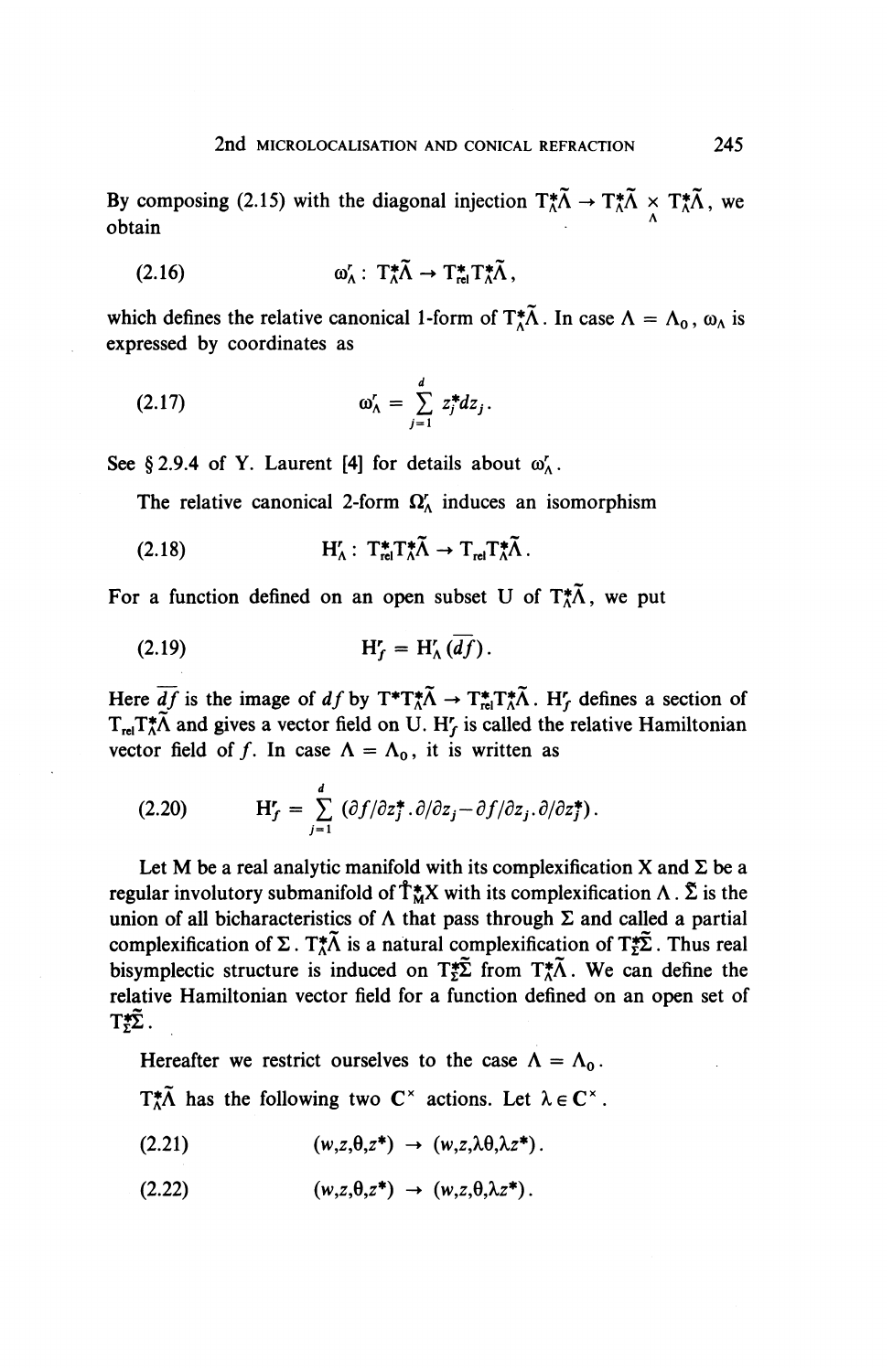By composing (2.15) with the diagonal injection $T^*_\Lambda\tilde{\Lambda} \to T^*_\Lambda\tilde{\Lambda} \underset{\Lambda}{\times} T^*_\Lambda\tilde{\Lambda}$, we obtain

$$\omega^r_\Lambda : T^*_\Lambda\tilde{\Lambda} \to T^*_{\text{rel}}T^*_\Lambda\tilde{\Lambda}, \tag{2.16}$$

which defines the relative canonical 1-form of $T^*_\Lambda\tilde{\Lambda}$. In case $\Lambda = \Lambda_0$, $\omega_\Lambda$ is expressed by coordinates as

$$\omega^r_\Lambda = \sum_{j=1}^{d} z^*_j dz_j. \tag{2.17}$$

See § 2.9.4 of Y. Laurent [4] for details about $\omega^r_\Lambda$.

The relative canonical 2-form $\Omega^r_\Lambda$ induces an isomorphism

$$H^r_\Lambda : T^*_{\text{rel}}T^*_\Lambda\tilde{\Lambda} \to T_{\text{rel}}T^*_\Lambda\tilde{\Lambda}. \tag{2.18}$$

For a function defined on an open subset U of $T^*_\Lambda\tilde{\Lambda}$, we put

$$H^r_f = H^r_\Lambda(\overline{df}). \tag{2.19}$$

Here $\overline{df}$ is the image of $df$ by $T^*T^*_\Lambda\tilde{\Lambda} \to T^*_{\text{rel}}T^*_\Lambda\tilde{\Lambda}$. $H^r_f$ defines a section of $T_{\text{rel}}T^*_\Lambda\tilde{\Lambda}$ and gives a vector field on U. $H^r_f$ is called the relative Hamiltonian vector field of $f$. In case $\Lambda = \Lambda_0$, it is written as

$$H^r_f = \sum_{j=1}^{d} (\partial f/\partial z^*_j . \partial/\partial z_j - \partial f/\partial z_j . \partial/\partial z^*_j). \tag{2.20}$$

Let M be a real analytic manifold with its complexification X and $\Sigma$ be a regular involutory submanifold of $\dot{T}^*_M X$ with its complexification $\Lambda$. $\tilde{\Sigma}$ is the union of all bicharacteristics of $\Lambda$ that pass through $\Sigma$ and called a partial complexification of $\Sigma$. $T^*_\Lambda\tilde{\Lambda}$ is a natural complexification of $T^*_\Sigma\tilde{\Sigma}$. Thus real bisymplectic structure is induced on $T^*_\Sigma\tilde{\Sigma}$ from $T^*_\Lambda\tilde{\Lambda}$. We can define the relative Hamiltonian vector field for a function defined on an open set of $T^*_\Sigma\tilde{\Sigma}$.

Hereafter we restrict ourselves to the case $\Lambda = \Lambda_0$.

$T^*_\Lambda\tilde{\Lambda}$ has the following two $\mathbf{C}^\times$ actions. Let $\lambda \in \mathbf{C}^\times$.

$$(w, z, \theta, z^*) \to (w, z, \lambda\theta, \lambda z^*). \tag{2.21}$$

$$(w, z, \theta, z^*) \to (w, z, \theta, \lambda z^*). \tag{2.22}$$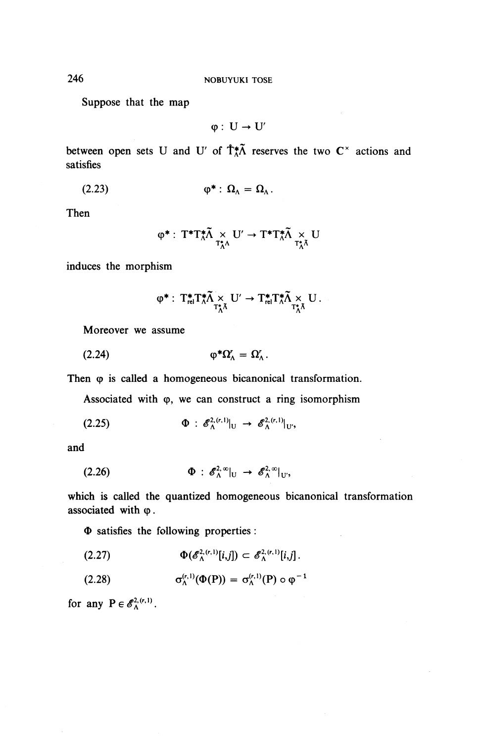Suppose that the map

$$\varphi : U \to U'$$

between open sets U and U' of $\dot{T}^*_\Lambda\tilde{\Lambda}$ reserves the two $\mathbf{C}^\times$ actions and satisfies

$$\varphi^* : \Omega_\Lambda = \Omega_\Lambda. \tag{2.23}$$

Then

$$\varphi^* : T^*T^*_\Lambda\tilde{\Lambda} \underset{T^*_\Lambda\Lambda}{\times} U' \to T^*T^*_\Lambda\tilde{\Lambda} \underset{T^*_\Lambda\tilde{\Lambda}}{\times} U$$

induces the morphism

$$\varphi^* : T^*_{\text{rel}}T^*_\Lambda\tilde{\Lambda} \underset{T^*_\Lambda\tilde{\Lambda}}{\times} U' \to T^*_{\text{rel}}T^*_\Lambda\tilde{\Lambda} \underset{T^*_\Lambda\tilde{\Lambda}}{\times} U.$$

Moreover we assume

$$\varphi^*\Omega^r_\Lambda = \Omega^r_\Lambda. \tag{2.24}$$

Then $\varphi$ is called a homogeneous bicanonical transformation.

Associated with $\varphi$, we can construct a ring isomorphism

$$\Phi : \mathscr{E}^{2,(r,1)}_\Lambda|_U \to \mathscr{E}^{2,(r,1)}_\Lambda|_{U'}, \tag{2.25}$$

and

$$\Phi : \mathscr{E}^{2,\infty}_\Lambda|_U \to \mathscr{E}^{2,\infty}_\Lambda|_{U'}, \tag{2.26}$$

which is called the quantized homogeneous bicanonical transformation associated with $\varphi$.

$\Phi$ satisfies the following properties:

$$\Phi(\mathscr{E}^{2,(r,1)}_\Lambda[i,j]) \subset \mathscr{E}^{2,(r,1)}_\Lambda[i,j]. \tag{2.27}$$

$$\sigma^{(r,1)}_\Lambda(\Phi(P)) = \sigma^{(r,1)}_\Lambda(P) \circ \varphi^{-1} \tag{2.28}$$

for any $P \in \mathscr{E}^{2,(r,1)}_\Lambda$.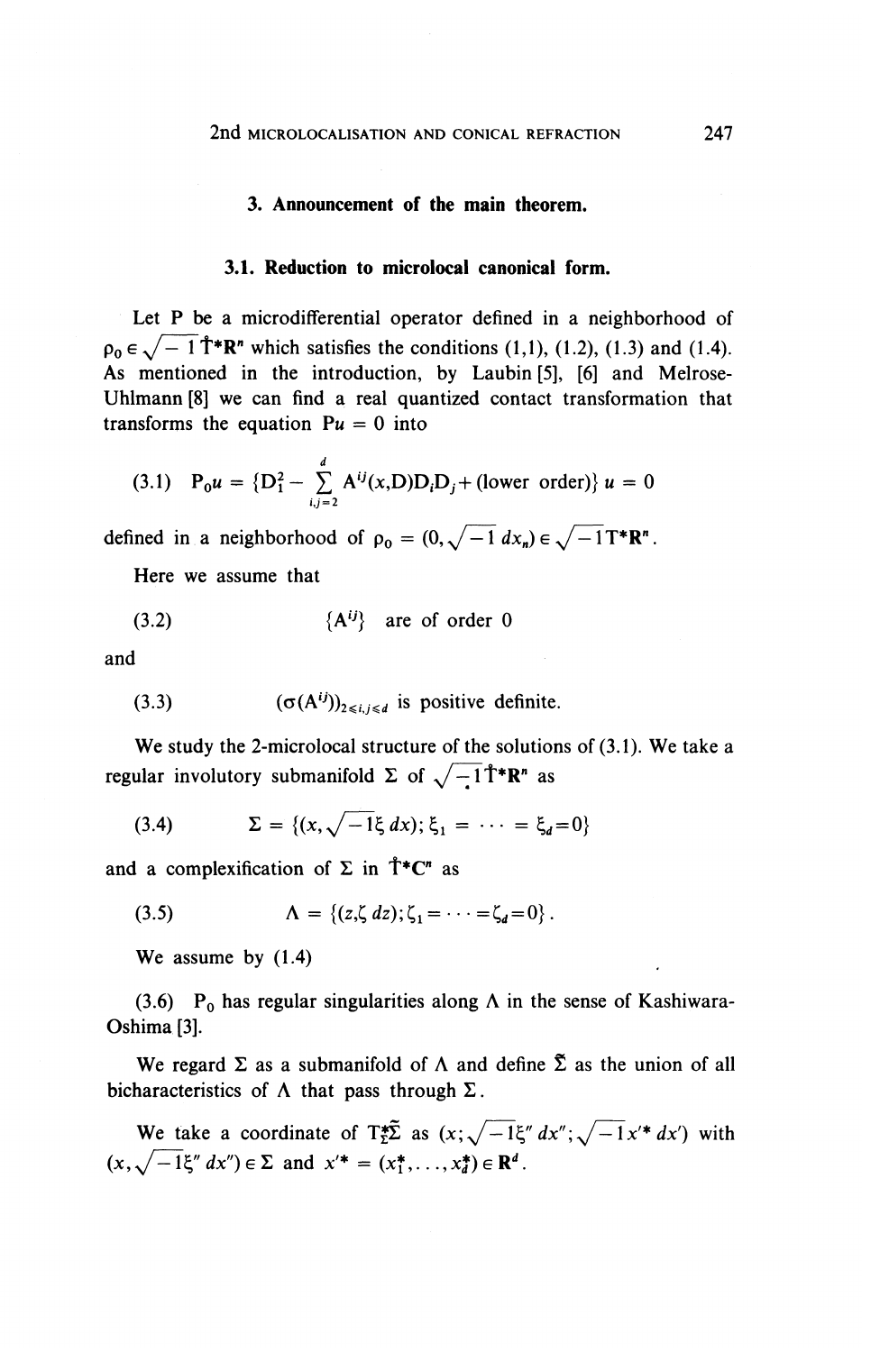## 3. Announcement of the main theorem.

### 3.1. Reduction to microlocal canonical form.

Let P be a microdifferential operator defined in a neighborhood of $\rho_0 \in \sqrt{-1}\,\mathring{T}^*\mathbf{R}^n$ which satisfies the conditions (1,1), (1.2), (1.3) and (1.4). As mentioned in the introduction, by Laubin [5], [6] and Melrose-Uhlmann [8] we can find a real quantized contact transformation that transforms the equation $Pu = 0$ into

$$\text{(3.1)}\quad P_0 u = \{D_1^2 - \sum_{i,j=2}^{d} A^{ij}(x,D)D_iD_j + (\text{lower order})\}\, u = 0$$

defined in a neighborhood of $\rho_0 = (0, \sqrt{-1}\, dx_n) \in \sqrt{-1}\,T^*\mathbf{R}^n$.

Here we assume that

$$\text{(3.2)}\qquad \{A^{ij}\} \text{ are of order } 0$$

and

$$\text{(3.3)}\qquad (\sigma(A^{ij}))_{2 \leqslant i,j \leqslant d} \text{ is positive definite.}$$

We study the 2-microlocal structure of the solutions of (3.1). We take a regular involutory submanifold $\Sigma$ of $\sqrt{-1}\,\mathring{T}^*\mathbf{R}^n$ as

$$\text{(3.4)}\qquad \Sigma = \{(x, \sqrt{-1}\xi\, dx); \xi_1 = \cdots = \xi_d = 0\}$$

and a complexification of $\Sigma$ in $\mathring{T}^*\mathbf{C}^n$ as

$$\text{(3.5)}\qquad \Lambda = \{(z, \zeta\, dz); \zeta_1 = \cdots = \zeta_d = 0\}.$$

We assume by (1.4)

(3.6) $P_0$ has regular singularities along $\Lambda$ in the sense of Kashiwara-Oshima [3].

We regard $\Sigma$ as a submanifold of $\Lambda$ and define $\tilde{\Sigma}$ as the union of all bicharacteristics of $\Lambda$ that pass through $\Sigma$.

We take a coordinate of $T^*_{\Sigma}\tilde{\Sigma}$ as $(x; \sqrt{-1}\xi''\, dx''; \sqrt{-1}\, x'^*\, dx')$ with $(x, \sqrt{-1}\xi''\, dx'') \in \Sigma$ and $x'^* = (x_1^*, \ldots, x_d^*) \in \mathbf{R}^d$.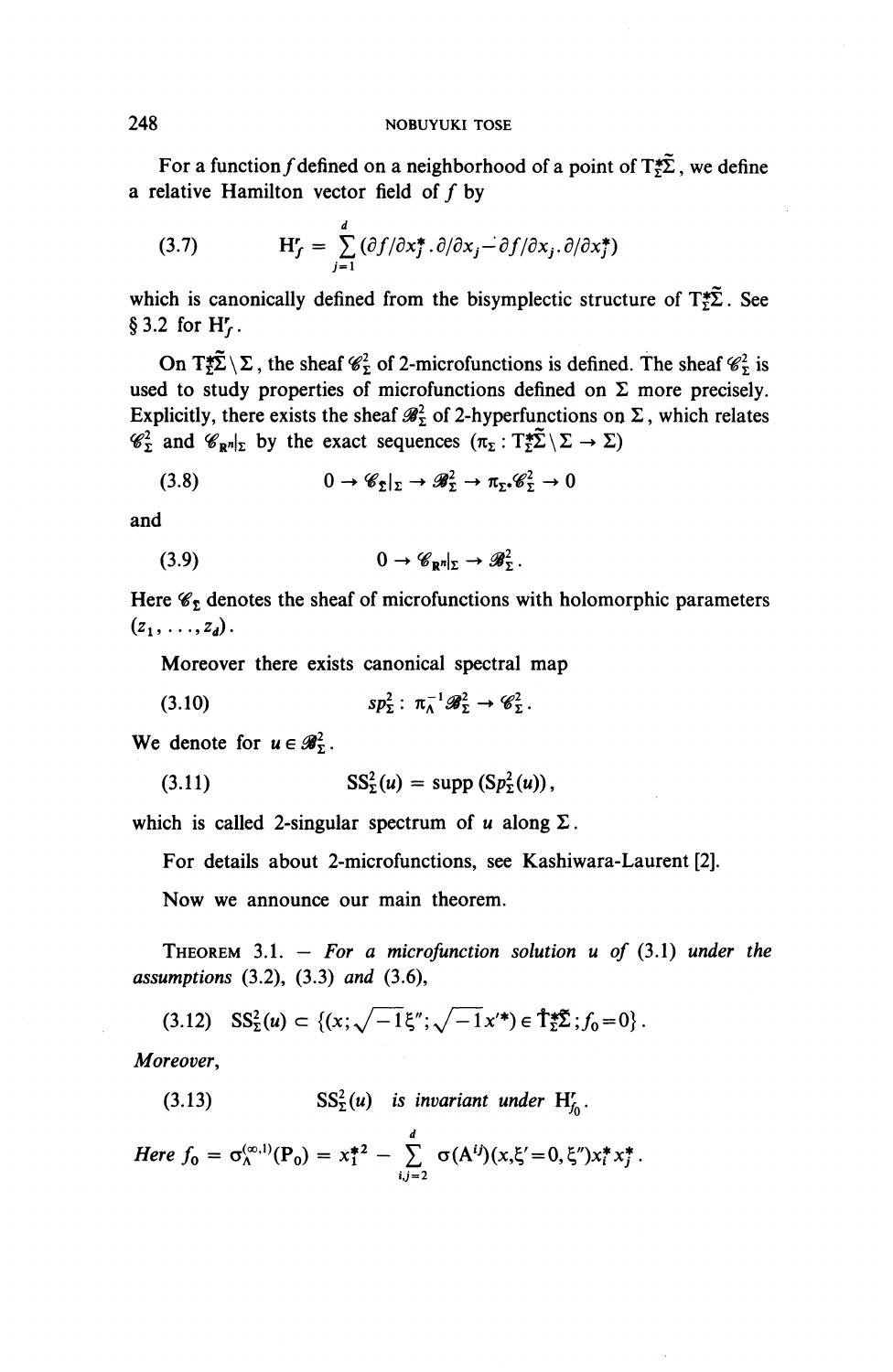For a function $f$ defined on a neighborhood of a point of $T^*_{\Sigma}\tilde{\Sigma}$, we define a relative Hamilton vector field of $f$ by

$$(3.7) \qquad H^r_f = \sum_{j=1}^{d} (\partial f/\partial x^*_j . \partial/\partial x_j - \partial f/\partial x_j . \partial/\partial x^*_j)$$

which is canonically defined from the bisymplectic structure of $T^*_{\Sigma}\tilde{\Sigma}$. See § 3.2 for $H^r_f$.

On $T^*_{\Sigma}\tilde{\Sigma} \setminus \Sigma$, the sheaf $\mathscr{C}^2_{\Sigma}$ of 2-microfunctions is defined. The sheaf $\mathscr{C}^2_{\Sigma}$ is used to study properties of microfunctions defined on $\Sigma$ more precisely. Explicitly, there exists the sheaf $\mathscr{B}^2_{\Sigma}$ of 2-hyperfunctions on $\Sigma$, which relates $\mathscr{C}^2_{\Sigma}$ and $\mathscr{C}_{\mathbf{R}^n}|_{\Sigma}$ by the exact sequences ($\pi_{\Sigma} : T^*_{\Sigma}\tilde{\Sigma} \setminus \Sigma \to \Sigma$)

$$(3.8) \qquad 0 \to \mathscr{C}_{\Sigma}|_{\Sigma} \to \mathscr{B}^2_{\Sigma} \to \pi_{\Sigma *}\mathscr{C}^2_{\Sigma} \to 0$$

and

$$(3.9) \qquad 0 \to \mathscr{C}_{\mathbf{R}^n}|_{\Sigma} \to \mathscr{B}^2_{\Sigma}.$$

Here $\mathscr{C}_{\Sigma}$ denotes the sheaf of microfunctions with holomorphic parameters $(z_1, \ldots, z_d)$.

Moreover there exists canonical spectral map

$$(3.10) \qquad sp^2_{\Sigma} : \pi_{\Lambda}^{-1}\mathscr{B}^2_{\Sigma} \to \mathscr{C}^2_{\Sigma}.$$

We denote for $u \in \mathscr{B}^2_{\Sigma}$.

$$(3.11) \qquad SS^2_{\Sigma}(u) = \operatorname{supp}(Sp^2_{\Sigma}(u)),$$

which is called 2-singular spectrum of $u$ along $\Sigma$.

For details about 2-microfunctions, see Kashiwara-Laurent [2].

Now we announce our main theorem.

THEOREM 3.1. — *For a microfunction solution $u$ of* (3.1) *under the assumptions* (3.2), (3.3) *and* (3.6),

$$(3.12) \quad SS^2_{\Sigma}(u) \subset \{(x; \sqrt{-1}\xi''; \sqrt{-1}x'^*) \in \dot{T}^*_{\Sigma}\tilde{\Sigma}; f_0 = 0\}.$$

*Moreover,*

$$(3.13) \qquad SS^2_{\Sigma}(u) \text{ is invariant under } H^r_{f_0}.$$

*Here* $f_0 = \sigma^{(\infty,1)}_{\Lambda}(P_0) = x_1^{*2} - \sum_{i,j=2}^{d} \sigma(A^{ij})(x, \xi' = 0, \xi'')x^*_i x^*_j$.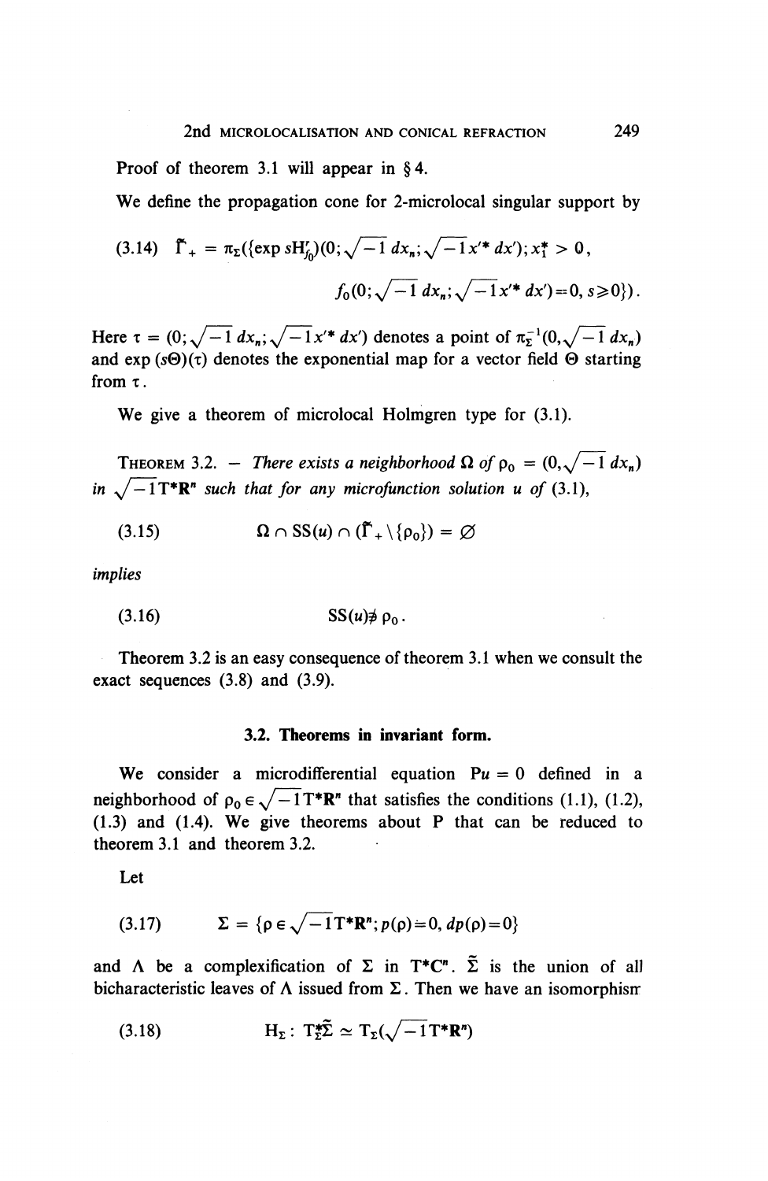Proof of theorem 3.1 will appear in § 4.

We define the propagation cone for 2-microlocal singular support by

$$(3.14)\quad \tilde{\Gamma}_+ = \pi_\Sigma(\{\exp sH'_{f_0})(0;\sqrt{-1}\,dx_n;\sqrt{-1}x'^*\,dx');x_1^* > 0,$$
$$f_0(0;\sqrt{-1}\,dx_n;\sqrt{-1}x'^*\,dx')=0,\ s\geqslant 0\})\,.$$

Here $\tau = (0;\sqrt{-1}\,dx_n;\sqrt{-1}x'^*\,dx')$ denotes a point of $\pi_\Sigma^{-1}(0,\sqrt{-1}\,dx_n)$ and $\exp(s\Theta)(\tau)$ denotes the exponential map for a vector field $\Theta$ starting from $\tau$.

We give a theorem of microlocal Holmgren type for (3.1).

THEOREM 3.2. — *There exists a neighborhood $\Omega$ of $\rho_0 = (0,\sqrt{-1}\,dx_n)$ in $\sqrt{-1}T^*\mathbf{R}^n$ such that for any microfunction solution $u$ of* (3.1),

$$(3.15)\qquad \Omega \cap \mathrm{SS}(u) \cap (\tilde{\Gamma}_+\setminus\{\rho_0\}) = \varnothing$$

*implies*

$$(3.16)\qquad \mathrm{SS}(u) \not\ni \rho_0\,.$$

Theorem 3.2 is an easy consequence of theorem 3.1 when we consult the exact sequences (3.8) and (3.9).

### 3.2. Theorems in invariant form.

We consider a microdifferential equation $Pu = 0$ defined in a neighborhood of $\rho_0 \in \sqrt{-1}T^*\mathbf{R}^n$ that satisfies the conditions (1.1), (1.2), (1.3) and (1.4). We give theorems about P that can be reduced to theorem 3.1 and theorem 3.2.

Let

$$(3.17)\qquad \Sigma = \{\rho \in \sqrt{-1}T^*\mathbf{R}^n;\, p(\rho)=0,\, dp(\rho)=0\}$$

and $\Lambda$ be a complexification of $\Sigma$ in $T^*\mathbf{C}^n$. $\tilde{\Sigma}$ is the union of all bicharacteristic leaves of $\Lambda$ issued from $\Sigma$. Then we have an isomorphism

$$(3.18)\qquad H_\Sigma :\ T_\Sigma^*\tilde{\Sigma} \simeq T_\Sigma(\sqrt{-1}T^*\mathbf{R}^n)$$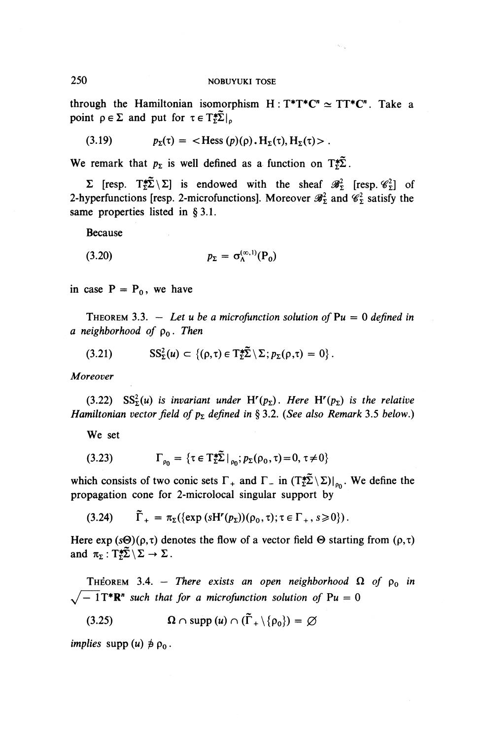through the Hamiltonian isomorphism $H : T^*T^*\mathbf{C}^n \simeq TT^*\mathbf{C}^n$. Take a point $\rho \in \Sigma$ and put for $\tau \in T^*_\Sigma\tilde{\Sigma}|_\rho$

$$p_\Sigma(\tau) = <\mathrm{Hess}\,(p)(\rho) . H_\Sigma(\tau), H_\Sigma(\tau)> . \tag{3.19}$$

We remark that $p_\Sigma$ is well defined as a function on $T^*_\Sigma\tilde{\Sigma}$.

$\Sigma$ [resp. $T^*_\Sigma\tilde{\Sigma}\setminus\Sigma$] is endowed with the sheaf $\mathscr{B}^2_\Sigma$ [resp. $\mathscr{C}^2_\Sigma$] of 2-hyperfunctions [resp. 2-microfunctions]. Moreover $\mathscr{B}^2_\Sigma$ and $\mathscr{C}^2_\Sigma$ satisfy the same properties listed in § 3.1.

Because

$$p_\Sigma = \sigma^{(\infty,1)}_\Lambda(\mathrm{P}_0) \tag{3.20}$$

in case $\mathrm{P} = \mathrm{P}_0$, we have

THEOREM 3.3. — *Let $u$ be a microfunction solution of* $\mathrm{P}u = 0$ *defined in a neighborhood of* $\rho_0$. *Then*

$$\mathrm{SS}^2_\Sigma(u) \subset \{(\rho,\tau) \in T^*_\Sigma\tilde{\Sigma}\setminus\Sigma ; p_\Sigma(\rho,\tau) = 0\} . \tag{3.21}$$

*Moreover*

(3.22) $\mathrm{SS}^2_\Sigma(u)$ *is invariant under* $\mathrm{H}^r(p_\Sigma)$. *Here* $\mathrm{H}^r(p_\Sigma)$ *is the relative Hamiltonian vector field of* $p_\Sigma$ *defined in* § 3.2. *(See also Remark* 3.5 *below.)*

We set

$$\Gamma_{\rho_0} = \{\tau \in T^*_\Sigma\tilde{\Sigma}|_{\rho_0} ; p_\Sigma(\rho_0,\tau) = 0,\ \tau \neq 0\} \tag{3.23}$$

which consists of two conic sets $\Gamma_+$ and $\Gamma_-$ in $(T^*_\Sigma\tilde{\Sigma}\setminus\Sigma)|_{\rho_0}$. We define the propagation cone for 2-microlocal singular support by

$$\tilde{\Gamma}_+ = \pi_\Sigma(\{\exp\,(s\mathrm{H}^r(p_\Sigma))(\rho_0,\tau) ; \tau \in \Gamma_+, s \geqslant 0\}) . \tag{3.24}$$

Here $\exp\,(s\Theta)(\rho,\tau)$ denotes the flow of a vector field $\Theta$ starting from $(\rho,\tau)$ and $\pi_\Sigma : T^*_\Sigma\tilde{\Sigma}\setminus\Sigma \to \Sigma$.

THÉOREM 3.4. — *There exists an open neighborhood* $\Omega$ *of* $\rho_0$ *in* $\sqrt{-1}T^*\mathbf{R}^n$ *such that for a microfunction solution of* $\mathrm{P}u = 0$

$$\Omega \cap \mathrm{supp}\,(u) \cap (\tilde{\Gamma}_+ \setminus \{\rho_0\}) = \varnothing \tag{3.25}$$

*implies* $\mathrm{supp}\,(u) \not\ni \rho_0$.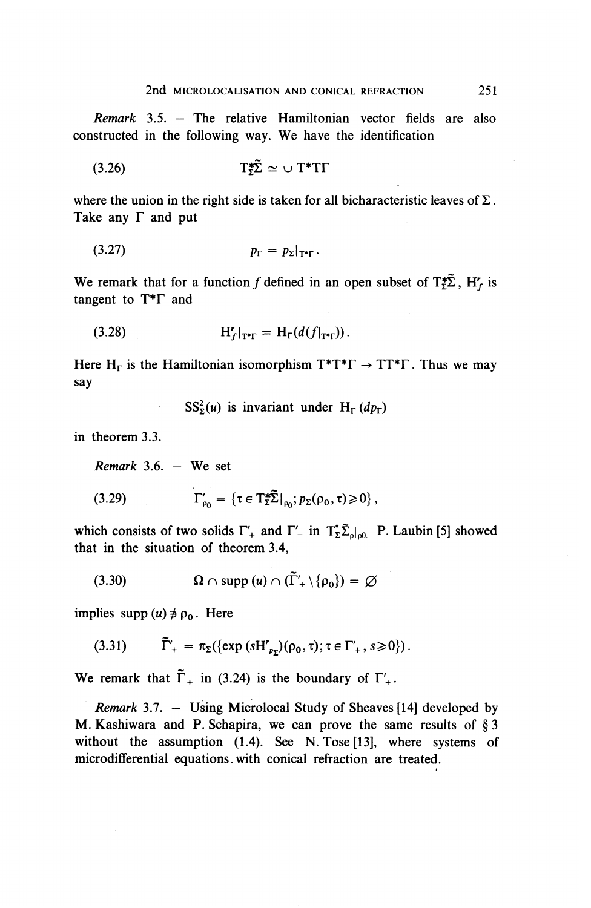*Remark* 3.5. — The relative Hamiltonian vector fields are also constructed in the following way. We have the identification

$$T^*_\Sigma\tilde{\Sigma} \simeq \cup\, T^*T\Gamma \tag{3.26}$$

where the union in the right side is taken for all bicharacteristic leaves of $\Sigma$. Take any $\Gamma$ and put

$$p_\Gamma = p_\Sigma|_{T^*\Gamma}. \tag{3.27}$$

We remark that for a function $f$ defined in an open subset of $T^*_\Sigma\tilde{\Sigma}$, $H'_f$ is tangent to $T^*\Gamma$ and

$$H'_f|_{T^*\Gamma} = H_\Gamma(d(f|_{T^*\Gamma})). \tag{3.28}$$

Here $H_\Gamma$ is the Hamiltonian isomorphism $T^*T^*\Gamma \to TT^*\Gamma$. Thus we may say

$$SS^2_\Sigma(u) \text{ is invariant under } H_\Gamma\,(dp_\Gamma)$$

in theorem 3.3.

*Remark* 3.6. — We set

$$\Gamma'_{\rho_0} = \{\tau \in T^*_\Sigma\tilde{\Sigma}|_{\rho_0};\, p_\Sigma(\rho_0,\tau)\geqslant 0\}, \tag{3.29}$$

which consists of two solids $\Gamma'_+$ and $\Gamma'_-$ in $T^*_\Sigma\tilde{\Sigma}_\rho|_{\rho_0}$. P. Laubin [5] showed that in the situation of theorem 3.4,

$$\Omega \cap \operatorname{supp}(u) \cap (\tilde{\Gamma}'_+ \setminus \{\rho_0\}) = \varnothing \tag{3.30}$$

implies $\operatorname{supp}(u) \not\ni \rho_0$. Here

$$\tilde{\Gamma}'_+ = \pi_\Sigma(\{\exp(sH'_{p_\Sigma})(\rho_0,\tau);\, \tau \in \Gamma'_+,\, s\geqslant 0\}). \tag{3.31}$$

We remark that $\tilde{\Gamma}_+$ in (3.24) is the boundary of $\Gamma'_+$.

*Remark* 3.7. — Using Microlocal Study of Sheaves [14] developed by M. Kashiwara and P. Schapira, we can prove the same results of § 3 without the assumption (1.4). See N. Tose [13], where systems of microdifferential equations with conical refraction are treated.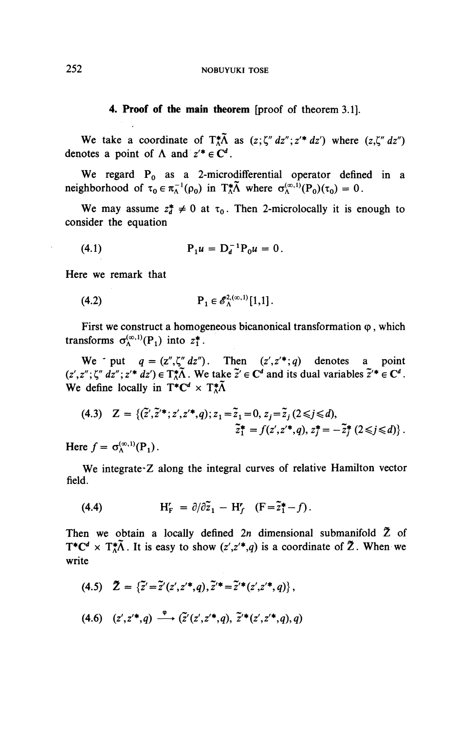## 4. Proof of the main theorem [proof of theorem 3.1].

We take a coordinate of $T^*_\Lambda\tilde{\Lambda}$ as $(z;\zeta''\,dz'';z'^*\,dz')$ where $(z,\zeta''\,dz'')$ denotes a point of $\Lambda$ and $z'^* \in \mathbf{C}^d$.

We regard $\mathrm{P}_0$ as a 2-microdifferential operator defined in a neighborhood of $\tau_0 \in \pi_\Lambda^{-1}(\rho_0)$ in $T^*_\Lambda\tilde{\Lambda}$ where $\sigma_\Lambda^{(\infty,1)}(\mathrm{P}_0)(\tau_0) = 0$.

We may assume $z_d^* \neq 0$ at $\tau_0$. Then 2-microlocally it is enough to consider the equation

$$\mathrm{P}_1 u = \mathrm{D}_d^{-1}\mathrm{P}_0 u = 0. \tag{4.1}$$

Here we remark that

$$\mathrm{P}_1 \in \mathscr{E}_\Lambda^{2,(\infty,1)}[1,1]. \tag{4.2}$$

First we construct a homogeneous bicanonical transformation $\varphi$, which transforms $\sigma_\Lambda^{(\infty,1)}(\mathrm{P}_1)$ into $z_1^*$.

We put $q = (z'',\zeta''\,dz'')$. Then $(z',z'^*;q)$ denotes a point $(z',z'';\zeta''\,dz'';z'^*\,dz') \in T^*_\Lambda\tilde{\Lambda}$. We take $\tilde{z}' \in \mathbf{C}^d$ and its dual variables $\tilde{z}'^* \in \mathbf{C}^d$. We define locally in $T^*\mathbf{C}^d \times T^*_\Lambda\tilde{\Lambda}$

$$\begin{aligned} \mathrm{Z} = \{(\tilde{z}',\tilde{z}'^*;z',z'^*,q);\, & z_1 = \tilde{z}_1 = 0,\ z_j = \tilde{z}_j\ (2 \leqslant j \leqslant d), \\ & \tilde{z}_1^* = f(z',z'^*,q),\ z_j^* = -\tilde{z}_j^*\ (2 \leqslant j \leqslant d)\}. \end{aligned} \tag{4.3}$$

Here $f = \sigma_\Lambda^{(\infty,1)}(\mathrm{P}_1)$.

We integrate Z along the integral curves of relative Hamilton vector field.

$$\mathrm{H}_\mathrm{F}^r = \partial/\partial\tilde{z}_1 - \mathrm{H}_f^r \quad (\mathrm{F} = \tilde{z}_1^* - f). \tag{4.4}$$

Then we obtain a locally defined $2n$ dimensional submanifold $\tilde{\mathrm{Z}}$ of $T^*\mathbf{C}^d \times T^*_\Lambda\tilde{\Lambda}$. It is easy to show $(z',z'^*,q)$ is a coordinate of $\tilde{\mathrm{Z}}$. When we write

$$\tilde{\mathrm{Z}} = \{\tilde{z}' = \tilde{z}'(z',z'^*,q),\, \tilde{z}'^* = \tilde{z}'^*(z',z'^*,q)\}, \tag{4.5}$$

$$(z',z'^*,q) \xrightarrow{\ \varphi\ } (\tilde{z}'(z',z'^*,q),\, \tilde{z}'^*(z',z'^*,q),\, q) \tag{4.6}$$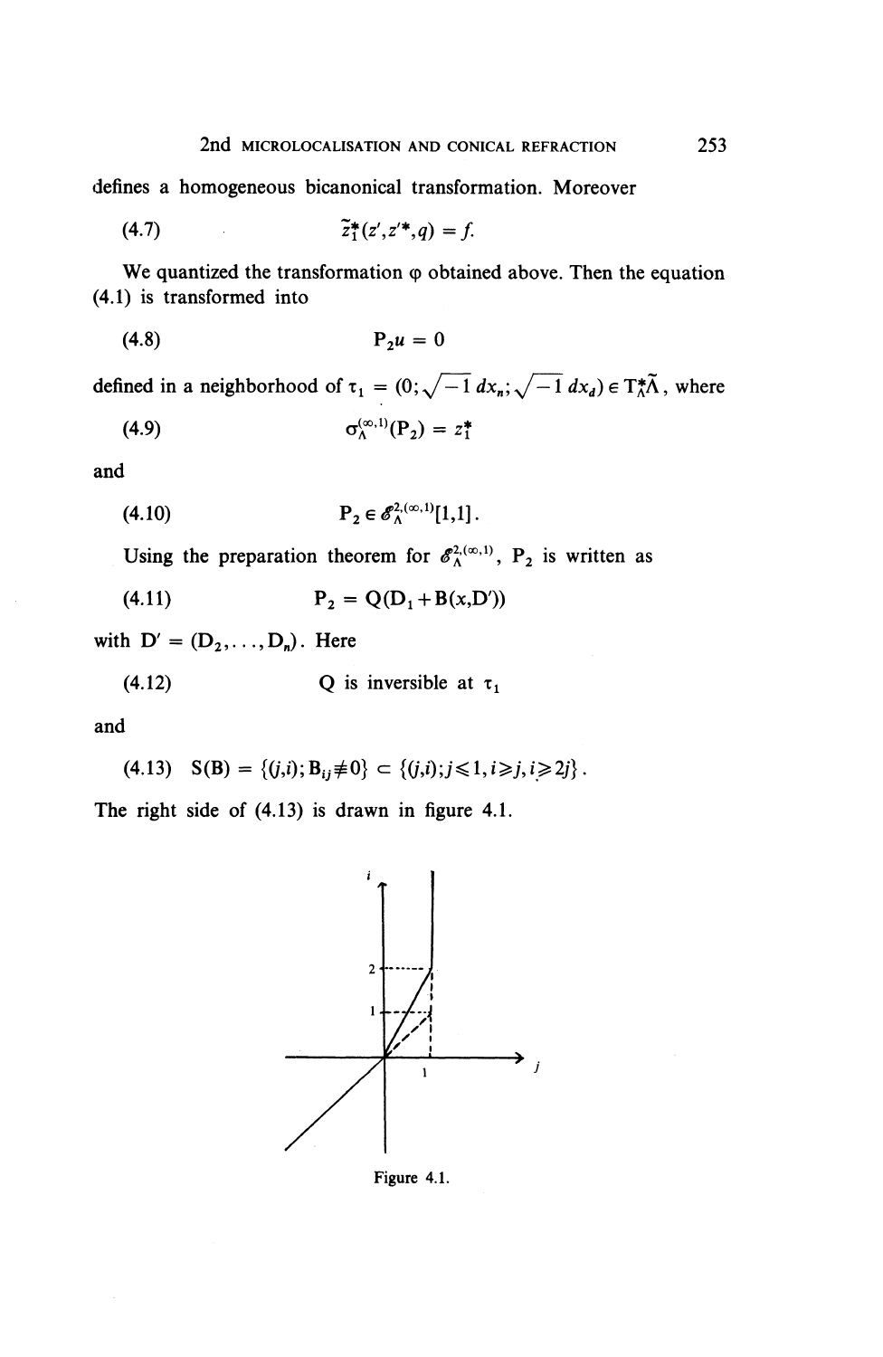defines a homogeneous bicanonical transformation. Moreover

$$\tilde{z}_1^*(z', z'^*, q) = f. \tag{4.7}$$

We quantized the transformation $\varphi$ obtained above. Then the equation (4.1) is transformed into

$$P_2 u = 0 \tag{4.8}$$

defined in a neighborhood of $\tau_1 = (0; \sqrt{-1}\, dx_n; \sqrt{-1}\, dx_d) \in T_\Lambda^* \tilde{\Lambda}$, where

$$\sigma_\Lambda^{(\infty,1)}(P_2) = z_1^* \tag{4.9}$$

and

$$P_2 \in \mathscr{E}_\Lambda^{2,(\infty,1)}[1,1]. \tag{4.10}$$

Using the preparation theorem for $\mathscr{E}_\Lambda^{2,(\infty,1)}$, $P_2$ is written as

$$P_2 = Q(D_1 + B(x, D')) \tag{4.11}$$

with $D' = (D_2, \ldots, D_n)$. Here

$$Q \text{ is inversible at } \tau_1 \tag{4.12}$$

and

$$S(B) = \{(j,i); B_{ij} \neq 0\} \subset \{(j,i); j \leqslant 1, i \geqslant j, i \geqslant 2j\}. \tag{4.13}$$

The right side of (4.13) is drawn in figure 4.1.

Figure 4.1.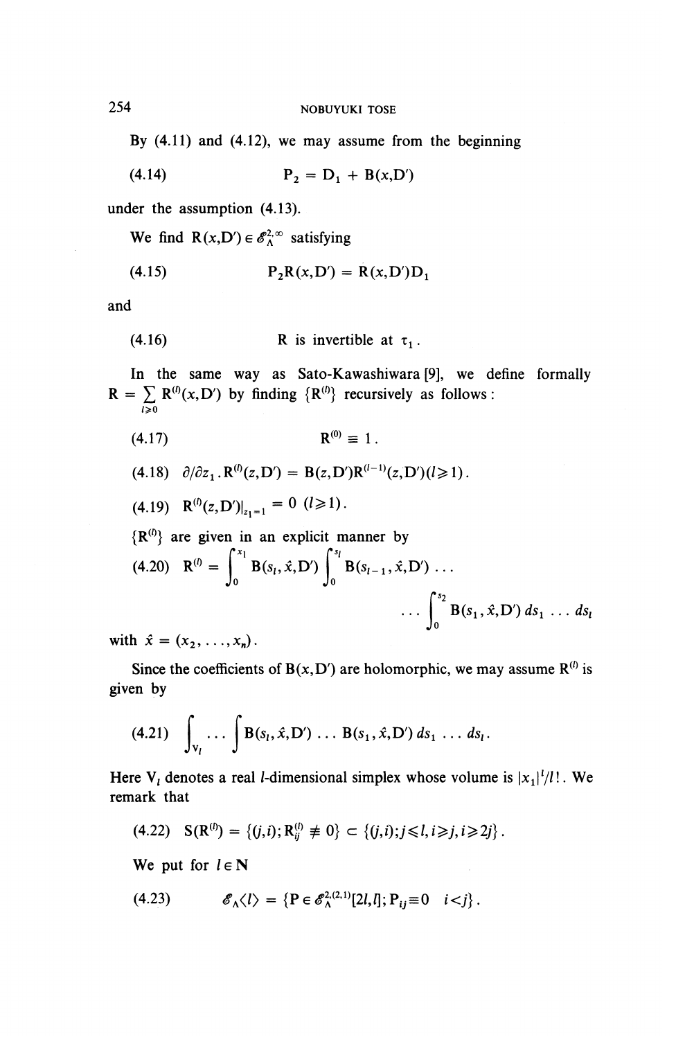By (4.11) and (4.12), we may assume from the beginning

$$(4.14) \qquad P_2 = D_1 + B(x,D')$$

under the assumption (4.13).

We find $R(x,D') \in \mathscr{E}_\Lambda^{2,\infty}$ satisfying

$$(4.15) \qquad P_2 R(x,D') = R(x,D')D_1$$

and

$$(4.16) \qquad R \text{ is invertible at } \tau_1 .$$

In the same way as Sato-Kawashiwara [9], we define formally $R = \sum_{l \geq 0} R^{(l)}(x,D')$ by finding $\{R^{(l)}\}$ recursively as follows:

$$(4.17) \qquad R^{(0)} \equiv 1 .$$

$$(4.18) \qquad \partial/\partial z_1 . R^{(l)}(z,D') = B(z,D')R^{(l-1)}(z,D')(l \geq 1).$$

$$(4.19) \qquad R^{(l)}(z,D')|_{z_1=1} = 0 \ (l \geq 1).$$

$\{R^{(l)}\}$ are given in an explicit manner by

$$(4.20) \qquad R^{(l)} = \int_0^{x_1} B(s_l,\hat{x},D') \int_0^{s_l} B(s_{l-1},\hat{x},D') \ldots \int_0^{s_2} B(s_1,\hat{x},D')\, ds_1 \ldots ds_l$$

with $\hat{x} = (x_2, \ldots, x_n)$.

Since the coefficients of $B(x,D')$ are holomorphic, we may assume $R^{(l)}$ is given by

$$(4.21) \qquad \int_{V_l} \cdots \int B(s_l,\hat{x},D') \ldots B(s_1,\hat{x},D')\, ds_1 \ldots ds_l .$$

Here $V_l$ denotes a real $l$-dimensional simplex whose volume is $|x_1|^l/l!$. We remark that

$$(4.22) \qquad S(R^{(l)}) = \{(j,i); R_{ij}^{(l)} \not\equiv 0\} \subset \{(j,i); j \leq l, i \geq j, i \geq 2j\} .$$

We put for $l \in \mathbf{N}$

$$(4.23) \qquad \mathscr{E}_\Lambda\langle l\rangle = \{P \in \mathscr{E}_\Lambda^{2,(2,1)}[2l,l]; P_{ij} \equiv 0 \quad i<j\} .$$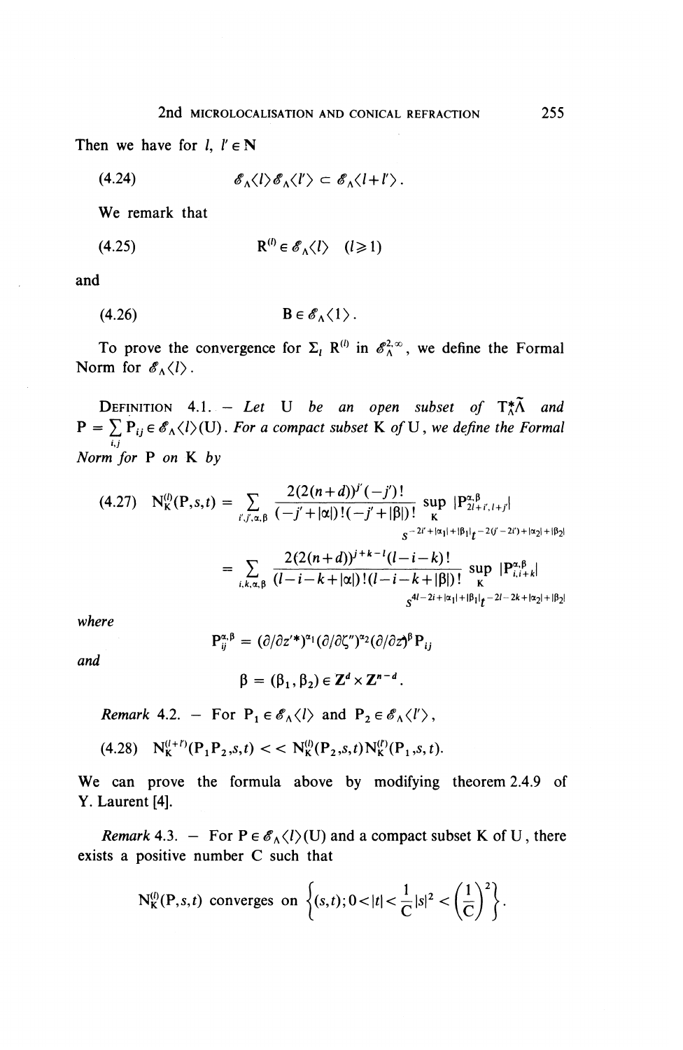Then we have for $l$, $l' \in \mathbf{N}$

$$\mathscr{E}_\Lambda\langle l\rangle \mathscr{E}_\Lambda\langle l'\rangle \subset \mathscr{E}_\Lambda\langle l+l'\rangle. \tag{4.24}$$

We remark that

$$\mathrm{R}^{(l)} \in \mathscr{E}_\Lambda\langle l\rangle \quad (l \geqslant 1) \tag{4.25}$$

and

$$\mathrm{B} \in \mathscr{E}_\Lambda\langle 1\rangle. \tag{4.26}$$

To prove the convergence for $\Sigma_l \mathrm{R}^{(l)}$ in $\mathscr{E}_\Lambda^{2,\infty}$, we define the Formal Norm for $\mathscr{E}_\Lambda\langle l\rangle$.

Definition 4.1. — *Let* U *be an open subset of* $\mathrm{T}^*_{\Lambda}\tilde{\Lambda}$ *and* $\mathrm{P} = \sum_{i,j} \mathrm{P}_{ij} \in \mathscr{E}_\Lambda\langle l\rangle(\mathrm{U})$. *For a compact subset* K *of* U, *we define the Formal Norm for* P *on* K *by*

$$\begin{aligned}
\mathrm{N}_\mathrm{K}^{(l)}(\mathrm{P},s,t) &= \sum_{i',j',\alpha,\beta} \frac{2(2(n+d))^{j'}(-j')!}{(-j'+|\alpha|)!(-j'+|\beta|)!} \sup_\mathrm{K} |\mathrm{P}^{\alpha,\beta}_{2l+i',l+j'}| \\
&\qquad\qquad s^{-2i'+|\alpha_1|+|\beta_1|}t^{-2(j'-2i')+|\alpha_2|+|\beta_2|} \\
&= \sum_{i,k,\alpha,\beta} \frac{2(2(n+d))^{j+k-l}(l-i-k)!}{(l-i-k+|\alpha|)!(l-i-k+|\beta|)!} \sup_\mathrm{K} |\mathrm{P}^{\alpha,\beta}_{i,i+k}| \\
&\qquad\qquad s^{4l-2i+|\alpha_1|+|\beta_1|}t^{-2l-2k+|\alpha_2|+|\beta_2|}
\end{aligned} \tag{4.27}$$

*where*

$$\mathrm{P}^{\alpha,\beta}_{ij} = (\partial/\partial z'^*)^{\alpha_1}(\partial/\partial\zeta'')^{\alpha_2}(\partial/\partial z)^\beta \mathrm{P}_{ij}$$

*and*

$$\beta = (\beta_1, \beta_2) \in \mathbf{Z}^d \times \mathbf{Z}^{n-d}.$$

*Remark* 4.2. — For $\mathrm{P}_1 \in \mathscr{E}_\Lambda\langle l\rangle$ and $\mathrm{P}_2 \in \mathscr{E}_\Lambda\langle l'\rangle$,

$$\mathrm{N}_\mathrm{K}^{(l+l')}(\mathrm{P}_1\mathrm{P}_2,s,t) << \mathrm{N}_\mathrm{K}^{(l)}(\mathrm{P}_2,s,t)\mathrm{N}_\mathrm{K}^{(l')}(\mathrm{P}_1,s,t). \tag{4.28}$$

We can prove the formula above by modifying theorem 2.4.9 of Y. Laurent [4].

*Remark* 4.3. — For $\mathrm{P} \in \mathscr{E}_\Lambda\langle l\rangle(\mathrm{U})$ and a compact subset K of U, there exists a positive number C such that

$$\mathrm{N}_\mathrm{K}^{(l)}(\mathrm{P},s,t) \text{ converges on } \left\{(s,t); 0<|t|<\frac{1}{\mathrm{C}}|s|^2<\left(\frac{1}{\mathrm{C}}\right)^2\right\}.$$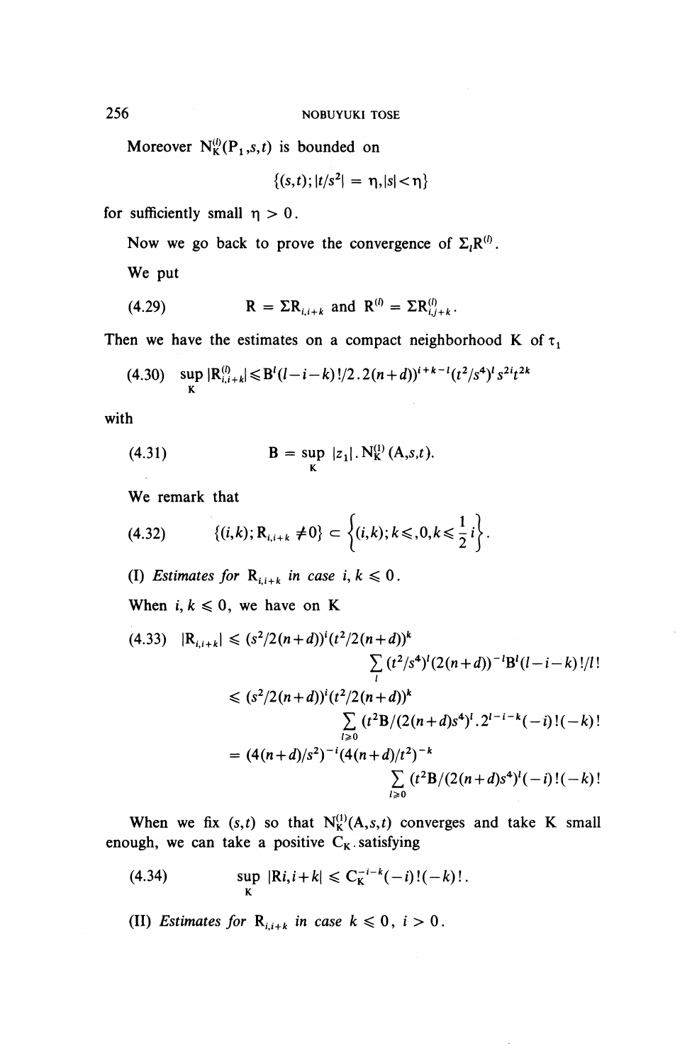Moreover $N_K^{(l)}(P_1,s,t)$ is bounded on

$$\{(s,t); |t/s^2| = \eta, |s| < \eta\}$$

for sufficiently small $\eta > 0$.

Now we go back to prove the convergence of $\Sigma_l R^{(l)}$.

We put

$$\text{(4.29)} \qquad R = \Sigma R_{i,i+k} \text{ and } R^{(l)} = \Sigma R^{(l)}_{i,j+k}.$$

Then we have the estimates on a compact neighborhood K of $\tau_1$

$$\text{(4.30)} \quad \sup_K |R^{(l)}_{i,i+k}| \leqslant B^l(l-i-k)!/2.2(n+d))^{i+k-l}(t^2/s^4)^l s^{2i} t^{2k}$$

with

$$\text{(4.31)} \qquad B = \sup_K |z_1| . N_K^{(1)}(A,s,t).$$

We remark that

$$\text{(4.32)} \qquad \{(i,k); R_{i,i+k} \neq 0\} \subset \left\{(i,k); k \leqslant, 0, k \leqslant \frac{1}{2} i\right\}.$$

(I) *Estimates for* $R_{i,i+k}$ *in case* $i, k \leqslant 0$.

When $i, k \leqslant 0$, we have on K

$$\begin{aligned}
\text{(4.33)} \quad |R_{i,i+k}| &\leqslant (s^2/2(n+d))^i (t^2/2(n+d))^k \\
&\qquad \sum_l (t^2/s^4)^l (2(n+d))^{-l} B^l (l-i-k)!/l! \\
&\leqslant (s^2/2(n+d))^i (t^2/2(n+d))^k \\
&\qquad \sum_{l \geqslant 0} (t^2 B/(2(n+d)s^4)^l . 2^{l-i-k} (-i)!(-k)! \\
&= (4(n+d)/s^2)^{-i} (4(n+d)/t^2)^{-k} \\
&\qquad \sum_{l \geqslant 0} (t^2 B/(2(n+d)s^4)^l (-i)!(-k)!
\end{aligned}$$

When we fix $(s,t)$ so that $N_K^{(1)}(A,s,t)$ converges and take K small enough, we can take a positive $C_K$ satisfying

$$\text{(4.34)} \qquad \sup_K |Ri, i+k| \leqslant C_K^{-i-k}(-i)!(-k)!.$$

(II) *Estimates for* $R_{i,i+k}$ *in case* $k \leqslant 0$, $i > 0$.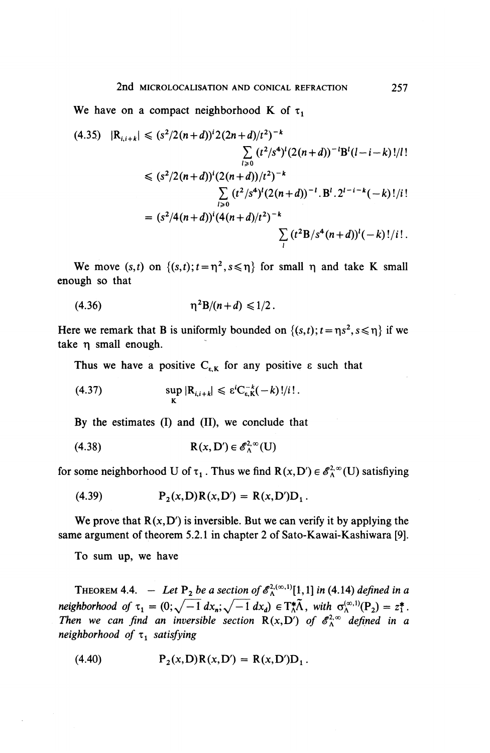We have on a compact neighborhood K of $\tau_1$

$$
\begin{aligned}
(4.35)\quad |R_{i,i+k}| &\leqslant (s^2/2(n+d))^i 2(2n+d)/t^2)^{-k} \\
&\qquad \sum_{l\geqslant 0} (t^2/s^4)^l (2(n+d))^{-l} B^l (l-i-k)!/l! \\
&\leqslant (s^2/2(n+d))^i (2(n+d))/t^2)^{-k} \\
&\qquad \sum_{l\geqslant 0} (t^2/s^4)^l (2(n+d))^{-l} . B^l . 2^{l-i-k} (-k)!/i! \\
&= (s^2/4(n+d))^i (4(n+d)/t^2)^{-k} \\
&\qquad \sum_{l} (t^2 B/s^4 (n+d))^l (-k)!/i!.
\end{aligned}
$$

We move $(s,t)$ on $\{(s,t); t=\eta^2, s\leqslant \eta\}$ for small $\eta$ and take K small enough so that

$$
(4.36)\qquad \eta^2 B/(n+d) \leqslant 1/2.
$$

Here we remark that B is uniformly bounded on $\{(s,t); t=\eta s^2, s\leqslant \eta\}$ if we take $\eta$ small enough.

Thus we have a positive $C_{\varepsilon,K}$ for any positive $\varepsilon$ such that

$$
(4.37)\qquad \sup_K |R_{i,i+k}| \leqslant \varepsilon^i C_{\varepsilon,K}^{-k} (-k)!/i!.
$$

By the estimates (I) and (II), we conclude that

$$
(4.38)\qquad R(x,D') \in \mathscr{E}_\Lambda^{2,\infty}(U)
$$

for some neighborhood U of $\tau_1$. Thus we find $R(x,D') \in \mathscr{E}_\Lambda^{2,\infty}(U)$ satisfiying

$$
(4.39)\qquad P_2(x,D)R(x,D') = R(x,D')D_1.
$$

We prove that $R(x,D')$ is inversible. But we can verify it by applying the same argument of theorem 5.2.1 in chapter 2 of Sato-Kawai-Kashiwara [9].

To sum up, we have

THEOREM 4.4. — *Let $P_2$ be a section of $\mathscr{E}_\Lambda^{2,(\infty,1)}[1,1]$ in (4.14) defined in a neighborhood of $\tau_1 = (0; \sqrt{-1}\, dx_n; \sqrt{-1}\, dx_d) \in T_\Lambda^*\tilde{\Lambda}$, with $\sigma_\Lambda^{(\infty,1)}(P_2) = z_1^*$. Then we can find an inversible section $R(x,D')$ of $\mathscr{E}_\Lambda^{2,\infty}$ defined in a neighborhood of $\tau_1$ satisfying*

$$
(4.40)\qquad P_2(x,D)R(x,D') = R(x,D')D_1.
$$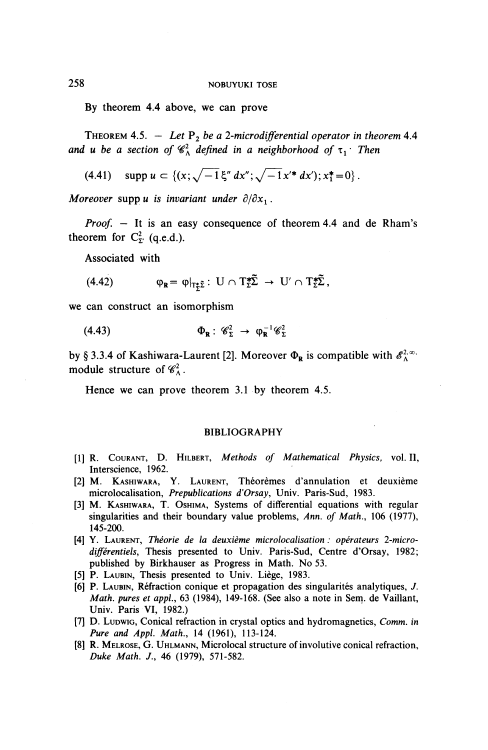By theorem 4.4 above, we can prove

THEOREM 4.5. — *Let* $P_2$ *be a 2-microdifferential operator in theorem* 4.4 *and* $u$ *be a section of* $\mathscr{C}^2_\Lambda$ *defined in a neighborhood of* $\tau_1$. *Then*

$$\text{supp}\, u \subset \{(x; \sqrt{-1}\,\xi''\,dx''; \sqrt{-1}\,x'^*\,dx'); x_1^* = 0\}. \tag{4.41}$$

*Moreover* supp $u$ *is invariant under* $\partial/\partial x_1$.

*Proof.* — It is an easy consequence of theorem 4.4 and de Rham's theorem for $C^2_{\Sigma'}$ (q.e.d.).

Associated with

$$\varphi_R = \varphi|_{T^*_\Sigma \tilde{\Sigma}} : U \cap T^*_\Sigma \tilde{\Sigma} \to U' \cap T^*_\Sigma \tilde{\Sigma}, \tag{4.42}$$

we can construct an isomorphism

$$\Phi_R : \mathscr{C}^2_\Sigma \to \varphi_R^{-1} \mathscr{C}^2_\Sigma \tag{4.43}$$

by § 3.3.4 of Kashiwara-Laurent [2]. Moreover $\Phi_R$ is compatible with $\mathscr{E}^{2,\infty}_\Lambda$-module structure of $\mathscr{C}^2_\Lambda$.

Hence we can prove theorem 3.1 by theorem 4.5.

## BIBLIOGRAPHY

[1] R. Courant, D. Hilbert, *Methods of Mathematical Physics*, vol. II, Interscience, 1962.

[2] M. Kashiwara, Y. Laurent, Théorèmes d'annulation et deuxième microlocalisation, *Prepublications d'Orsay*, Univ. Paris-Sud, 1983.

[3] M. Kashiwara, T. Oshima, Systems of differential equations with regular singularities and their boundary value problems, *Ann. of Math.*, 106 (1977), 145-200.

[4] Y. Laurent, *Théorie de la deuxième microlocalisation : opérateurs 2-micro-différentiels*, Thesis presented to Univ. Paris-Sud, Centre d'Orsay, 1982; published by Birkhauser as Progress in Math. No 53.

[5] P. Laubin, Thesis presented to Univ. Liège, 1983.

[6] P. Laubin, Réfraction conique et propagation des singularités analytiques, *J. Math. pures et appl.*, 63 (1984), 149-168. (See also a note in Sem. de Vaillant, Univ. Paris VI, 1982.)

[7] D. Ludwig, Conical refraction in crystal optics and hydromagnetics, *Comm. in Pure and Appl. Math.*, 14 (1961), 113-124.

[8] R. Melrose, G. Uhlmann, Microlocal structure of involutive conical refraction, *Duke Math. J.*, 46 (1979), 571-582.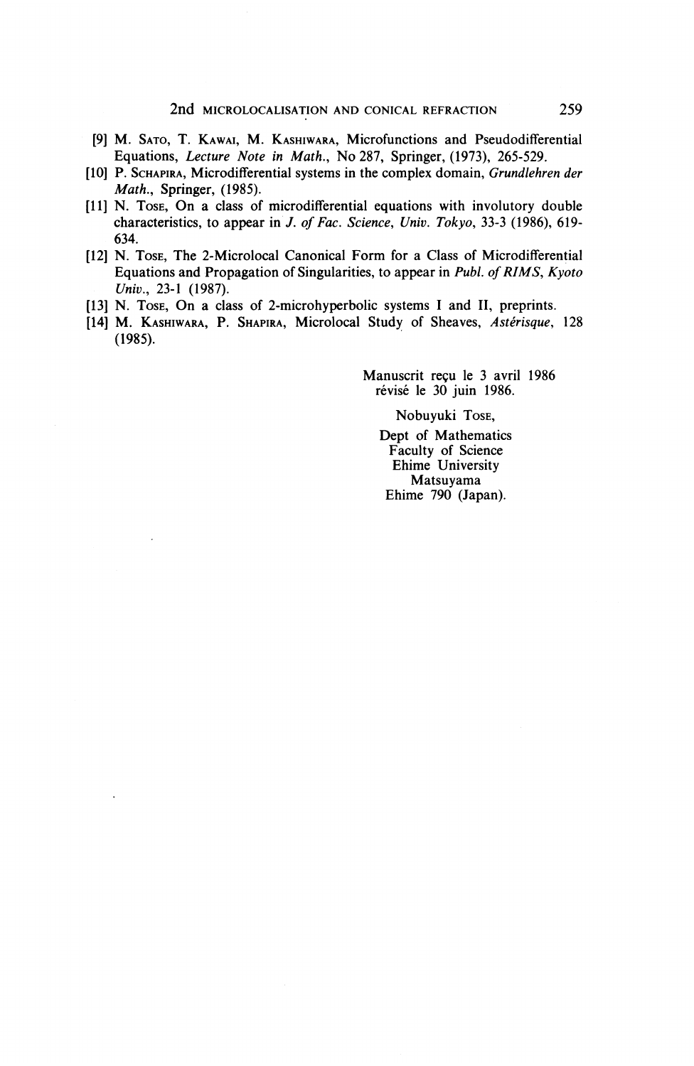[9] M. Sato, T. Kawai, M. Kashiwara, Microfunctions and Pseudodifferential Equations, *Lecture Note in Math.*, No 287, Springer, (1973), 265-529.

[10] P. Schapira, Microdifferential systems in the complex domain, *Grundlehren der Math.*, Springer, (1985).

[11] N. Tose, On a class of microdifferential equations with involutory double characteristics, to appear in *J. of Fac. Science, Univ. Tokyo*, 33-3 (1986), 619-634.

[12] N. Tose, The 2-Microlocal Canonical Form for a Class of Microdifferential Equations and Propagation of Singularities, to appear in *Publ. of RIMS, Kyoto Univ.*, 23-1 (1987).

[13] N. Tose, On a class of 2-microhyperbolic systems I and II, preprints.

[14] M. Kashiwara, P. Shapira, Microlocal Study of Sheaves, *Astérisque*, 128 (1985).

Manuscrit reçu le 3 avril 1986
révisé le 30 juin 1986.

Nobuyuki Tose,
Dept of Mathematics
Faculty of Science
Ehime University
Matsuyama
Ehime 790 (Japan).